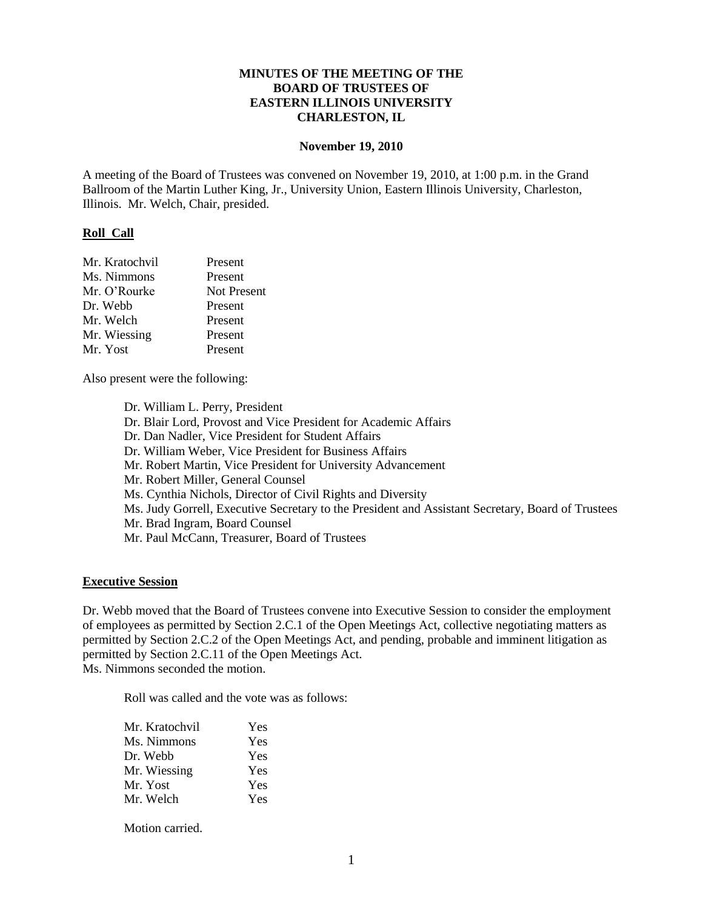# MINUTES OF THE MEETING OF THE BOARD OF TRUSTEES OF EASTERN ILLINOIS UNIVERSITY CHARLESTON, IL

**November 19, 2010**

A meeting of the Board of Trustees was convened on November 19, 2010, at 1:00 p.m. in the Grand Ballroom of the Martin Luther King, Jr., University Union, Eastern Illinois University, Charleston, Illinois. Mr. Welch, Chair, presided.

## Roll Call

| | |
|---|---|
| Mr. Kratochvil | Present |
| Ms. Nimmons | Present |
| Mr. O'Rourke | Not Present |
| Dr. Webb | Present |
| Mr. Welch | Present |
| Mr. Wiessing | Present |
| Mr. Yost | Present |

Also present were the following:

- Dr. William L. Perry, President
- Dr. Blair Lord, Provost and Vice President for Academic Affairs
- Dr. Dan Nadler, Vice President for Student Affairs
- Dr. William Weber, Vice President for Business Affairs
- Mr. Robert Martin, Vice President for University Advancement
- Mr. Robert Miller, General Counsel
- Ms. Cynthia Nichols, Director of Civil Rights and Diversity
- Ms. Judy Gorrell, Executive Secretary to the President and Assistant Secretary, Board of Trustees
- Mr. Brad Ingram, Board Counsel
- Mr. Paul McCann, Treasurer, Board of Trustees

## Executive Session

Dr. Webb moved that the Board of Trustees convene into Executive Session to consider the employment of employees as permitted by Section 2.C.1 of the Open Meetings Act, collective negotiating matters as permitted by Section 2.C.2 of the Open Meetings Act, and pending, probable and imminent litigation as permitted by Section 2.C.11 of the Open Meetings Act.
Ms. Nimmons seconded the motion.

Roll was called and the vote was as follows:

| | |
|---|---|
| Mr. Kratochvil | Yes |
| Ms. Nimmons | Yes |
| Dr. Webb | Yes |
| Mr. Wiessing | Yes |
| Mr. Yost | Yes |
| Mr. Welch | Yes |

Motion carried.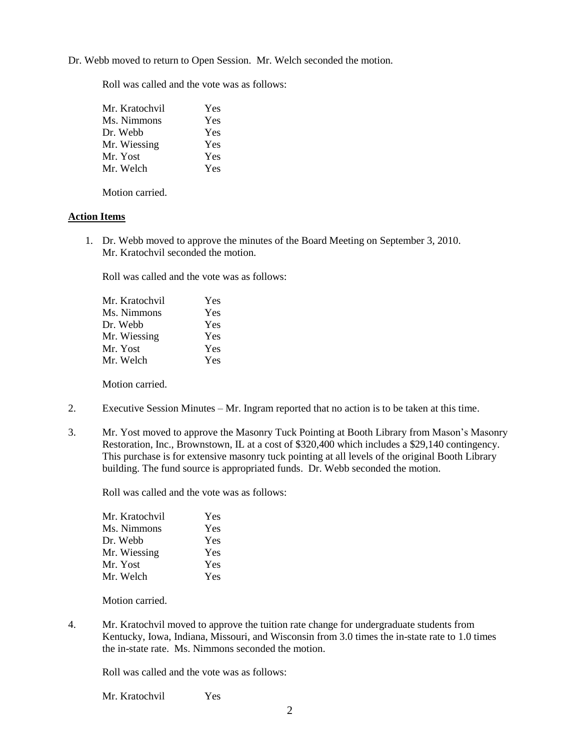Dr. Webb moved to return to Open Session. Mr. Welch seconded the motion.

Roll was called and the vote was as follows:

| | |
|---|---|
| Mr. Kratochvil | Yes |
| Ms. Nimmons | Yes |
| Dr. Webb | Yes |
| Mr. Wiessing | Yes |
| Mr. Yost | Yes |
| Mr. Welch | Yes |

Motion carried.

## Action Items

1. Dr. Webb moved to approve the minutes of the Board Meeting on September 3, 2010. Mr. Kratochvil seconded the motion.

   Roll was called and the vote was as follows:

   | | |
   |---|---|
   | Mr. Kratochvil | Yes |
   | Ms. Nimmons | Yes |
   | Dr. Webb | Yes |
   | Mr. Wiessing | Yes |
   | Mr. Yost | Yes |
   | Mr. Welch | Yes |

   Motion carried.

2. Executive Session Minutes – Mr. Ingram reported that no action is to be taken at this time.

3. Mr. Yost moved to approve the Masonry Tuck Pointing at Booth Library from Mason's Masonry Restoration, Inc., Brownstown, IL at a cost of $320,400 which includes a $29,140 contingency. This purchase is for extensive masonry tuck pointing at all levels of the original Booth Library building. The fund source is appropriated funds. Dr. Webb seconded the motion.

   Roll was called and the vote was as follows:

   | | |
   |---|---|
   | Mr. Kratochvil | Yes |
   | Ms. Nimmons | Yes |
   | Dr. Webb | Yes |
   | Mr. Wiessing | Yes |
   | Mr. Yost | Yes |
   | Mr. Welch | Yes |

   Motion carried.

4. Mr. Kratochvil moved to approve the tuition rate change for undergraduate students from Kentucky, Iowa, Indiana, Missouri, and Wisconsin from 3.0 times the in-state rate to 1.0 times the in-state rate. Ms. Nimmons seconded the motion.

   Roll was called and the vote was as follows:

   | | |
   |---|---|
   | Mr. Kratochvil | Yes |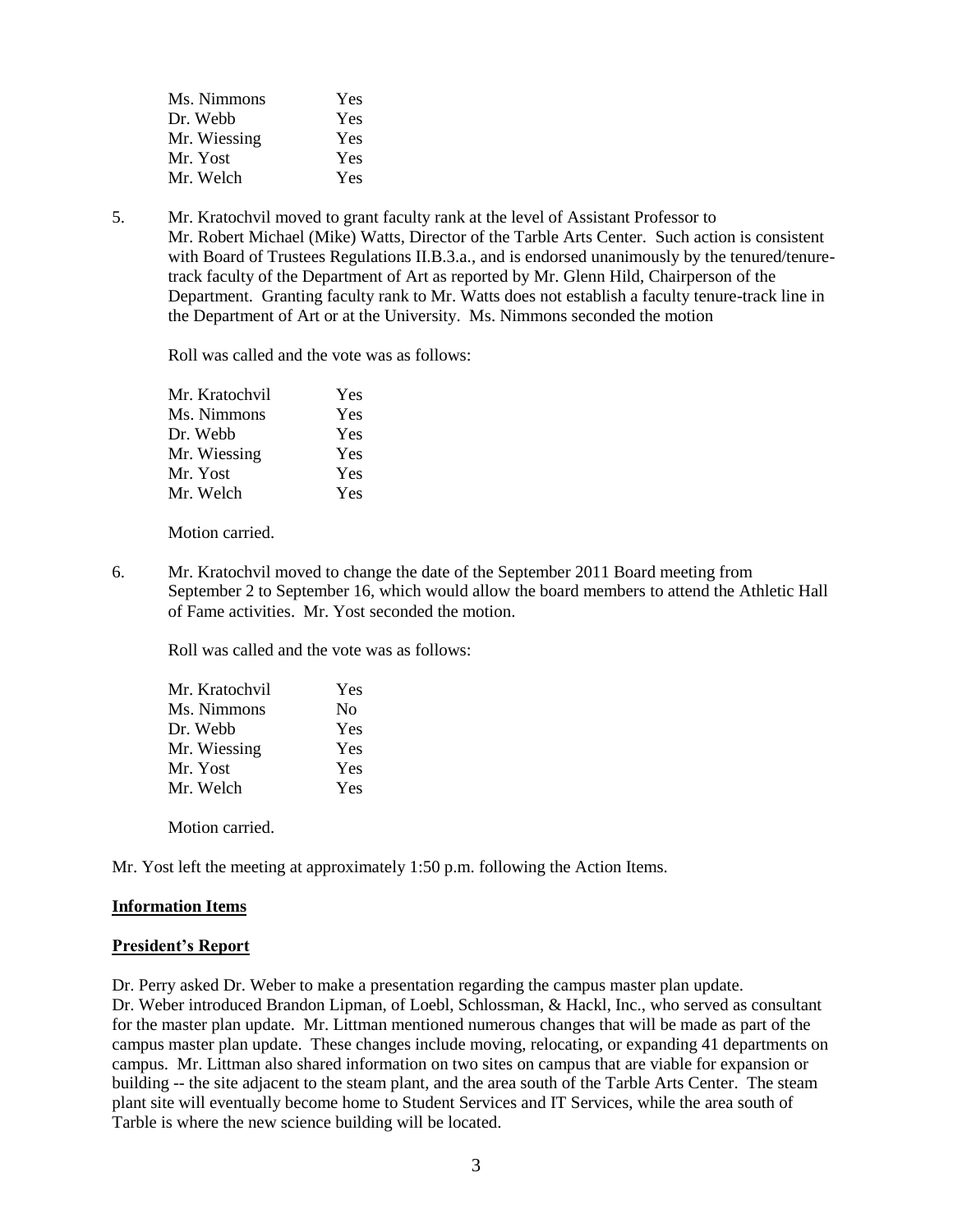| | |
|---|---|
| Ms. Nimmons | Yes |
| Dr. Webb | Yes |
| Mr. Wiessing | Yes |
| Mr. Yost | Yes |
| Mr. Welch | Yes |

5. Mr. Kratochvil moved to grant faculty rank at the level of Assistant Professor to Mr. Robert Michael (Mike) Watts, Director of the Tarble Arts Center. Such action is consistent with Board of Trustees Regulations II.B.3.a., and is endorsed unanimously by the tenured/tenure-track faculty of the Department of Art as reported by Mr. Glenn Hild, Chairperson of the Department. Granting faculty rank to Mr. Watts does not establish a faculty tenure-track line in the Department of Art or at the University. Ms. Nimmons seconded the motion

   Roll was called and the vote was as follows:

   | | |
   |---|---|
   | Mr. Kratochvil | Yes |
   | Ms. Nimmons | Yes |
   | Dr. Webb | Yes |
   | Mr. Wiessing | Yes |
   | Mr. Yost | Yes |
   | Mr. Welch | Yes |

   Motion carried.

6. Mr. Kratochvil moved to change the date of the September 2011 Board meeting from September 2 to September 16, which would allow the board members to attend the Athletic Hall of Fame activities. Mr. Yost seconded the motion.

   Roll was called and the vote was as follows:

   | | |
   |---|---|
   | Mr. Kratochvil | Yes |
   | Ms. Nimmons | No |
   | Dr. Webb | Yes |
   | Mr. Wiessing | Yes |
   | Mr. Yost | Yes |
   | Mr. Welch | Yes |

   Motion carried.

Mr. Yost left the meeting at approximately 1:50 p.m. following the Action Items.

**Information Items**

**President's Report**

Dr. Perry asked Dr. Weber to make a presentation regarding the campus master plan update. Dr. Weber introduced Brandon Lipman, of Loebl, Schlossman, & Hackl, Inc., who served as consultant for the master plan update. Mr. Littman mentioned numerous changes that will be made as part of the campus master plan update. These changes include moving, relocating, or expanding 41 departments on campus. Mr. Littman also shared information on two sites on campus that are viable for expansion or building -- the site adjacent to the steam plant, and the area south of the Tarble Arts Center. The steam plant site will eventually become home to Student Services and IT Services, while the area south of Tarble is where the new science building will be located.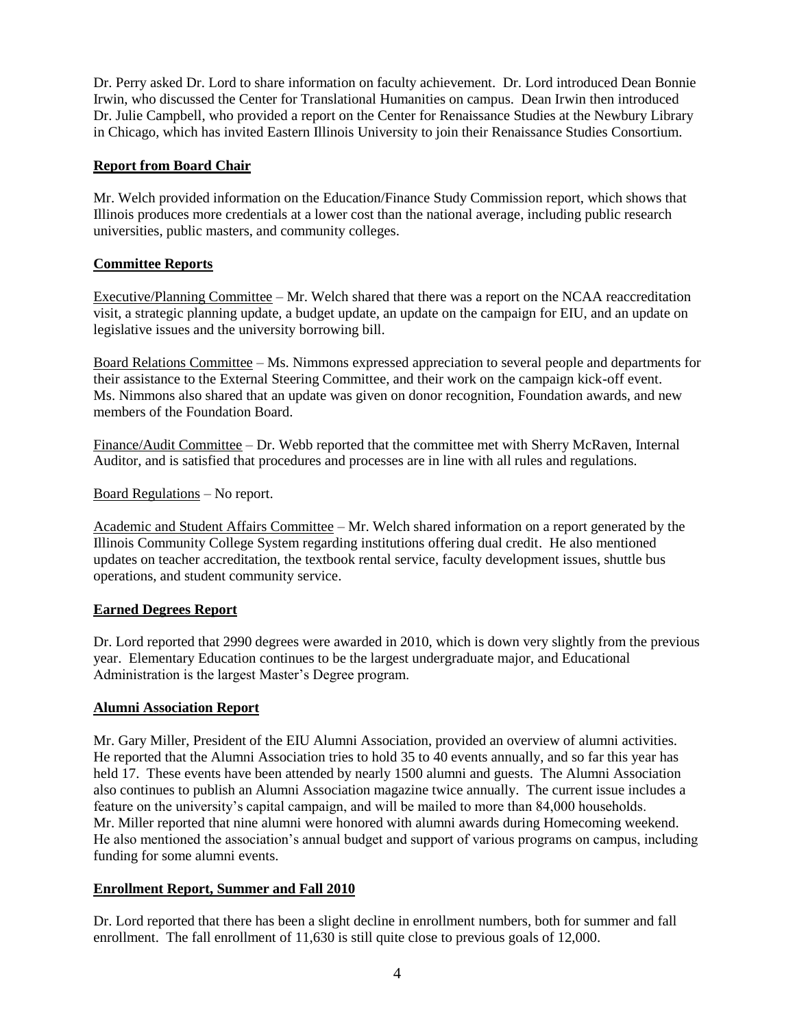Dr. Perry asked Dr. Lord to share information on faculty achievement. Dr. Lord introduced Dean Bonnie Irwin, who discussed the Center for Translational Humanities on campus. Dean Irwin then introduced Dr. Julie Campbell, who provided a report on the Center for Renaissance Studies at the Newbury Library in Chicago, which has invited Eastern Illinois University to join their Renaissance Studies Consortium.

**Report from Board Chair**

Mr. Welch provided information on the Education/Finance Study Commission report, which shows that Illinois produces more credentials at a lower cost than the national average, including public research universities, public masters, and community colleges.

**Committee Reports**

Executive/Planning Committee – Mr. Welch shared that there was a report on the NCAA reaccreditation visit, a strategic planning update, a budget update, an update on the campaign for EIU, and an update on legislative issues and the university borrowing bill.

Board Relations Committee – Ms. Nimmons expressed appreciation to several people and departments for their assistance to the External Steering Committee, and their work on the campaign kick-off event. Ms. Nimmons also shared that an update was given on donor recognition, Foundation awards, and new members of the Foundation Board.

Finance/Audit Committee – Dr. Webb reported that the committee met with Sherry McRaven, Internal Auditor, and is satisfied that procedures and processes are in line with all rules and regulations.

Board Regulations – No report.

Academic and Student Affairs Committee – Mr. Welch shared information on a report generated by the Illinois Community College System regarding institutions offering dual credit. He also mentioned updates on teacher accreditation, the textbook rental service, faculty development issues, shuttle bus operations, and student community service.

**Earned Degrees Report**

Dr. Lord reported that 2990 degrees were awarded in 2010, which is down very slightly from the previous year. Elementary Education continues to be the largest undergraduate major, and Educational Administration is the largest Master's Degree program.

**Alumni Association Report**

Mr. Gary Miller, President of the EIU Alumni Association, provided an overview of alumni activities. He reported that the Alumni Association tries to hold 35 to 40 events annually, and so far this year has held 17. These events have been attended by nearly 1500 alumni and guests. The Alumni Association also continues to publish an Alumni Association magazine twice annually. The current issue includes a feature on the university's capital campaign, and will be mailed to more than 84,000 households. Mr. Miller reported that nine alumni were honored with alumni awards during Homecoming weekend. He also mentioned the association's annual budget and support of various programs on campus, including funding for some alumni events.

**Enrollment Report, Summer and Fall 2010**

Dr. Lord reported that there has been a slight decline in enrollment numbers, both for summer and fall enrollment. The fall enrollment of 11,630 is still quite close to previous goals of 12,000.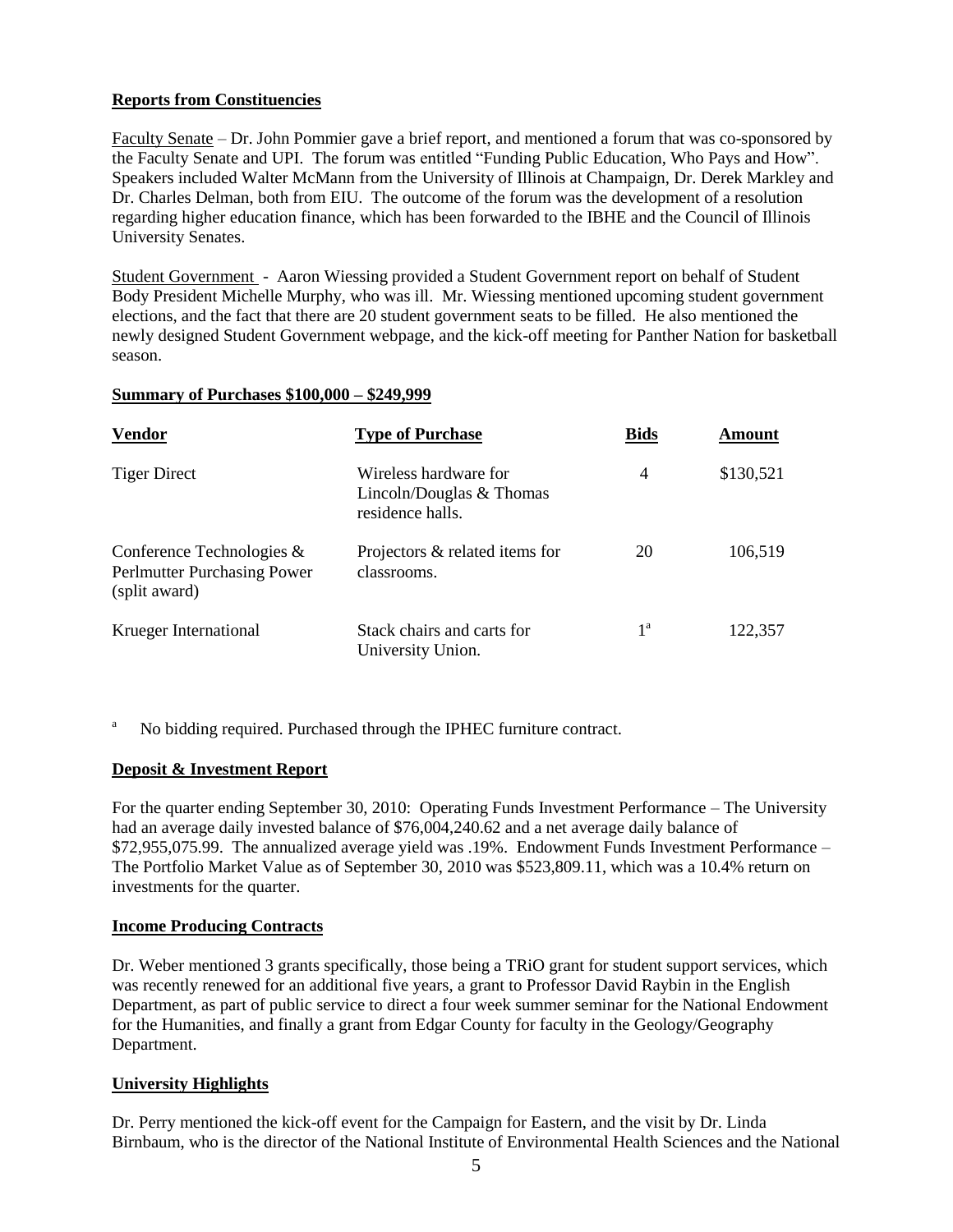**Reports from Constituencies**

Faculty Senate – Dr. John Pommier gave a brief report, and mentioned a forum that was co-sponsored by the Faculty Senate and UPI. The forum was entitled "Funding Public Education, Who Pays and How". Speakers included Walter McMann from the University of Illinois at Champaign, Dr. Derek Markley and Dr. Charles Delman, both from EIU. The outcome of the forum was the development of a resolution regarding higher education finance, which has been forwarded to the IBHE and the Council of Illinois University Senates.

Student Government - Aaron Wiessing provided a Student Government report on behalf of Student Body President Michelle Murphy, who was ill. Mr. Wiessing mentioned upcoming student government elections, and the fact that there are 20 student government seats to be filled. He also mentioned the newly designed Student Government webpage, and the kick-off meeting for Panther Nation for basketball season.

**Summary of Purchases $100,000 – $249,999**

| Vendor | Type of Purchase | Bids | Amount |
|---|---|---|---|
| Tiger Direct | Wireless hardware for Lincoln/Douglas & Thomas residence halls. | 4 | $130,521 |
| Conference Technologies & Perlmutter Purchasing Power (split award) | Projectors & related items for classrooms. | 20 | 106,519 |
| Krueger International | Stack chairs and carts for University Union. | 1[a] | 122,357 |

[a] No bidding required. Purchased through the IPHEC furniture contract.

**Deposit & Investment Report**

For the quarter ending September 30, 2010: Operating Funds Investment Performance – The University had an average daily invested balance of $76,004,240.62 and a net average daily balance of $72,955,075.99. The annualized average yield was .19%. Endowment Funds Investment Performance – The Portfolio Market Value as of September 30, 2010 was $523,809.11, which was a 10.4% return on investments for the quarter.

**Income Producing Contracts**

Dr. Weber mentioned 3 grants specifically, those being a TRiO grant for student support services, which was recently renewed for an additional five years, a grant to Professor David Raybin in the English Department, as part of public service to direct a four week summer seminar for the National Endowment for the Humanities, and finally a grant from Edgar County for faculty in the Geology/Geography Department.

**University Highlights**

Dr. Perry mentioned the kick-off event for the Campaign for Eastern, and the visit by Dr. Linda Birnbaum, who is the director of the National Institute of Environmental Health Sciences and the National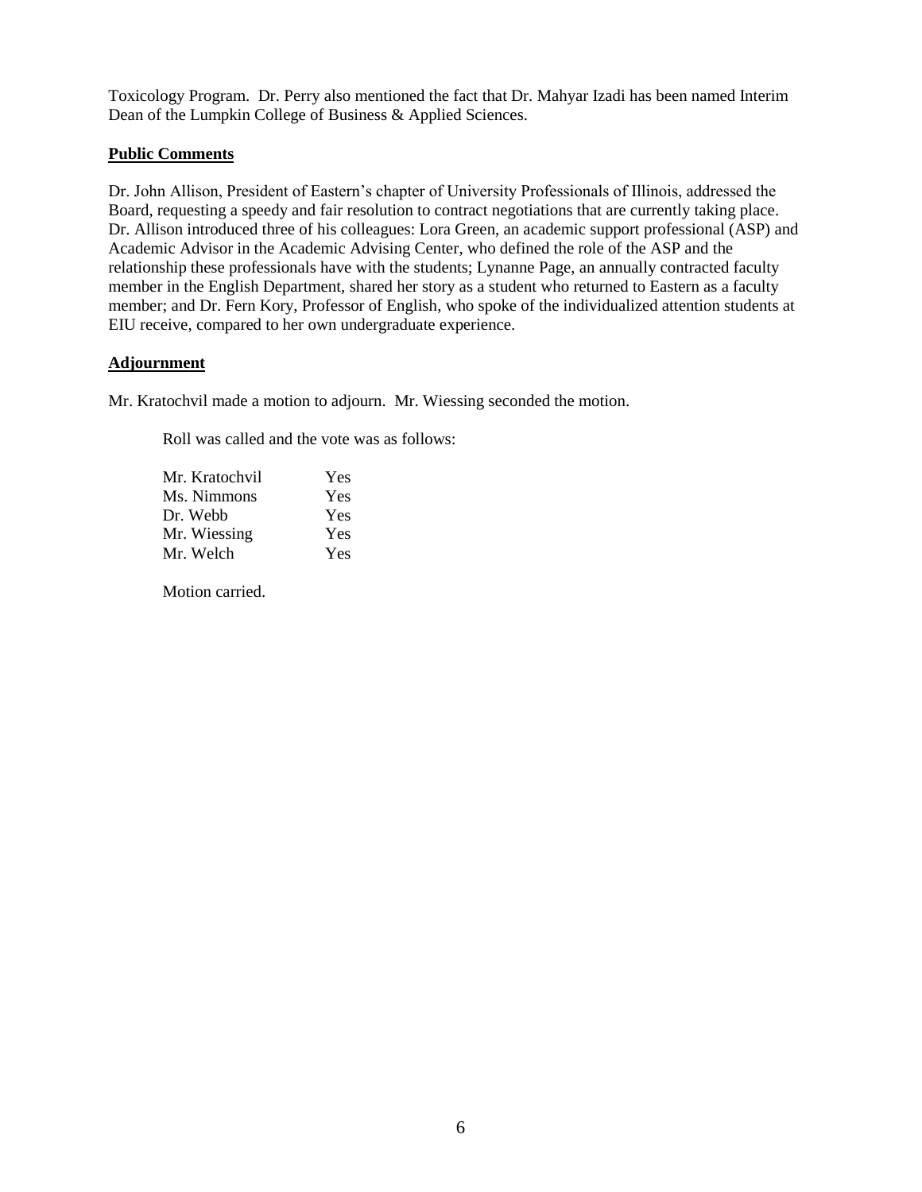Toxicology Program. Dr. Perry also mentioned the fact that Dr. Mahyar Izadi has been named Interim Dean of the Lumpkin College of Business & Applied Sciences.

**Public Comments**

Dr. John Allison, President of Eastern's chapter of University Professionals of Illinois, addressed the Board, requesting a speedy and fair resolution to contract negotiations that are currently taking place. Dr. Allison introduced three of his colleagues: Lora Green, an academic support professional (ASP) and Academic Advisor in the Academic Advising Center, who defined the role of the ASP and the relationship these professionals have with the students; Lynanne Page, an annually contracted faculty member in the English Department, shared her story as a student who returned to Eastern as a faculty member; and Dr. Fern Kory, Professor of English, who spoke of the individualized attention students at EIU receive, compared to her own undergraduate experience.

**Adjournment**

Mr. Kratochvil made a motion to adjourn. Mr. Wiessing seconded the motion.

Roll was called and the vote was as follows:

| | |
|---|---|
| Mr. Kratochvil | Yes |
| Ms. Nimmons | Yes |
| Dr. Webb | Yes |
| Mr. Wiessing | Yes |
| Mr. Welch | Yes |

Motion carried.